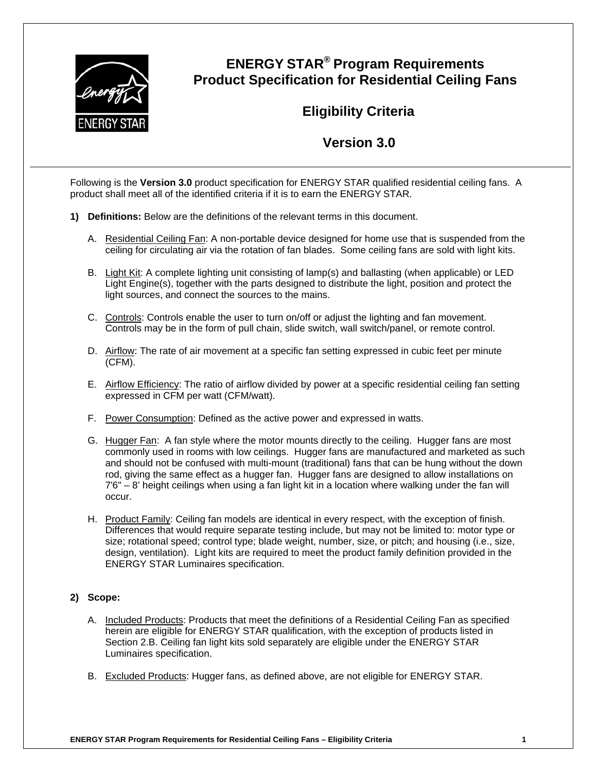# ENERGY STAR® Program Requirements
# Product Specification for Residential Ceiling Fans

## Eligibility Criria

## Version 3.0

Following is the **Version 3.0** product specification for ENERGY STAR qualified residential ceiling fans. A product shall meet all of the identified criteria if it is to earn the ENERGY STAR.

**1) Definitions:** Below are the definitions of the relevant terms in this document.

A. Residential Ceiling Fan: A non-portable device designed for home use that is suspended from the ceiling for circulating air via the rotation of fan blades. Some ceiling fans are sold with light kits.

B. Light Kit: A complete lighting unit consisting of lamp(s) and ballasting (when applicable) or LED Light Engine(s), together with the parts designed to distribute the light, position and protect the light sources, and connect the sources to the mains.

C. Controls: Controls enable the user to turn on/off or adjust the lighting and fan movement. Controls may be in the form of pull chain, slide switch, wall switch/panel, or remote control.

D. Airflow: The rate of air movement at a specific fan setting expressed in cubic feet per minute (CFM).

E. Airflow Efficiency: The ratio of airflow divided by power at a specific residential ceiling fan setting expressed in CFM per watt (CFM/watt).

F. Power Consumption: Defined as the active power and expressed in watts.

G. Hugger Fan: A fan style where the motor mounts directly to the ceiling. Hugger fans are most commonly used in rooms with low ceilings. Hugger fans are manufactured and marketed as such and should not be confused with multi-mount (traditional) fans that can be hung without the down rod, giving the same effect as a hugger fan. Hugger fans are designed to allow installations on 7'6" – 8' height ceilings when using a fan light kit in a location where walking under the fan will occur.

H. Product Family: Ceiling fan models are identical in every respect, with the exception of finish. Differences that would require separate testing include, but may not be limited to: motor type or size; rotational speed; control type; blade weight, number, size, or pitch; and housing (i.e., size, design, ventilation). Light kits are required to meet the product family definition provided in the ENERGY STAR Luminaires specification.

**2) Scope:**

A. Included Products: Products that meet the definitions of a Residential Ceiling Fan as specified herein are eligible for ENERGY STAR qualification, with the exception of products listed in Section 2.B. Ceiling fan light kits sold separately are eligible under the ENERGY STAR Luminaires specification.

B. Excluded Products: Hugger fans, as defined above, are not eligible for ENERGY STAR.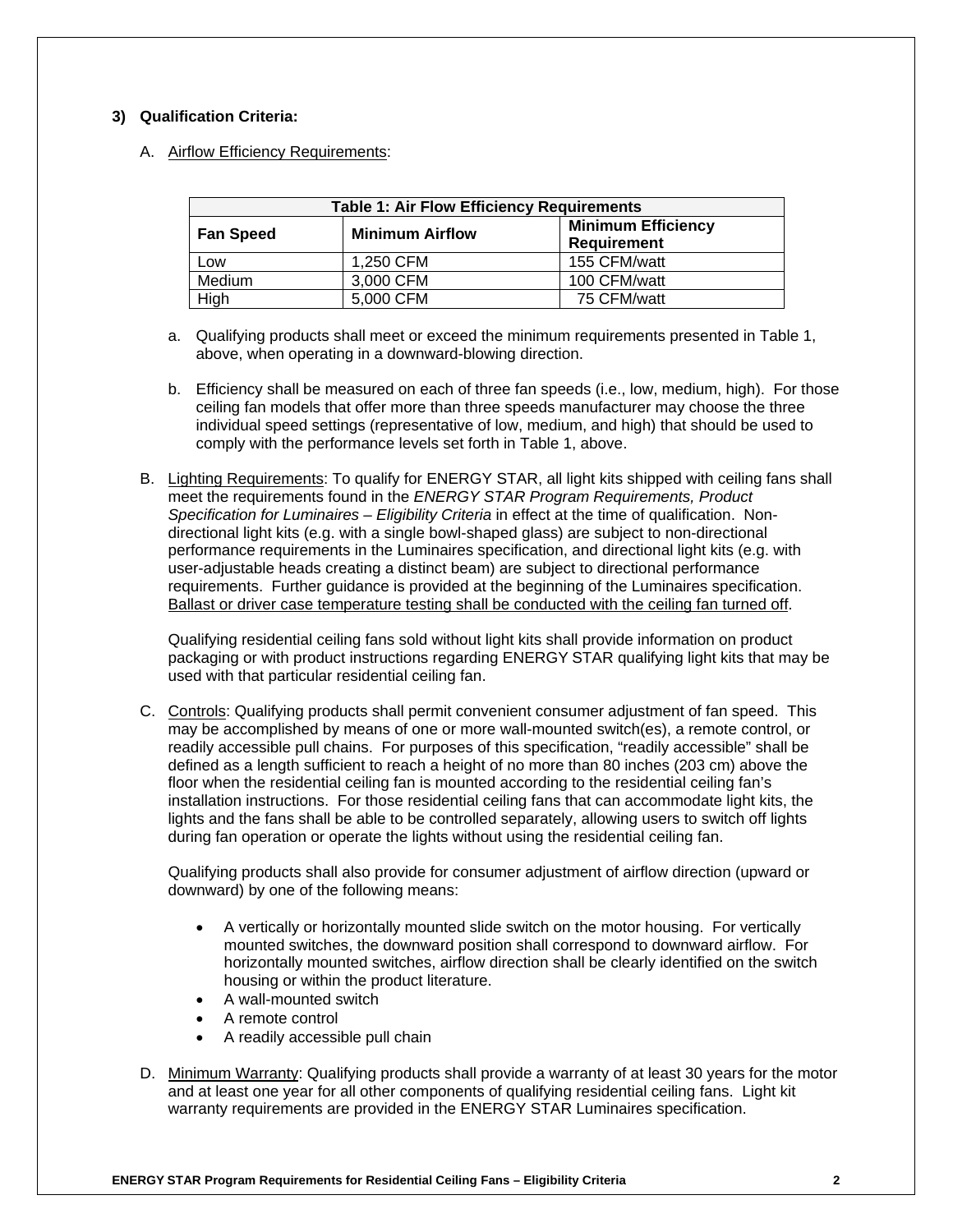### 3) Qualification Criteria:

A. Airflow Efficiency Requirements:

| Table 1: Air Flow Efficiency Requirements | | |
|---|---|---|
| **Fan Speed** | **Minimum Airflow** | **Minimum Efficiency Requirement** |
| Low | 1,250 CFM | 155 CFM/watt |
| Medium | 3,000 CFM | 100 CFM/watt |
| High | 5,000 CFM | 75 CFM/watt |

a. Qualifying products shall meet or exceed the minimum requirements presented in Table 1, above, when operating in a downward-blowing direction.

b. Efficiency shall be measured on each of three fan speeds (i.e., low, medium, high). For those ceiling fan models that offer more than three speeds manufacturer may choose the three individual speed settings (representative of low, medium, and high) that should be used to comply with the performance levels set forth in Table 1, above.

B. Lighting Requirements: To qualify for ENERGY STAR, all light kits shipped with ceiling fans shall meet the requirements found in the *ENERGY STAR Program Requirements, Product Specification for Luminaires – Eligibility Criteria* in effect at the time of qualification. Non-directional light kits (e.g. with a single bowl-shaped glass) are subject to non-directional performance requirements in the Luminaires specification, and directional light kits (e.g. with user-adjustable heads creating a distinct beam) are subject to directional performance requirements. Further guidance is provided at the beginning of the Luminaires specification. Ballast or driver case temperature testing shall be conducted with the ceiling fan turned off.

Qualifying residential ceiling fans sold without light kits shall provide information on product packaging or with product instructions regarding ENERGY STAR qualifying light kits that may be used with that particular residential ceiling fan.

C. Controls: Qualifying products shall permit convenient consumer adjustment of fan speed. This may be accomplished by means of one or more wall-mounted switch(es), a remote control, or readily accessible pull chains. For purposes of this specification, "readily accessible" shall be defined as a length sufficient to reach a height of no more than 80 inches (203 cm) above the floor when the residential ceiling fan is mounted according to the residential ceiling fan's installation instructions. For those residential ceiling fans that can accommodate light kits, the lights and the fans shall be able to be controlled separately, allowing users to switch off lights during fan operation or operate the lights without using the residential ceiling fan.

Qualifying products shall also provide for consumer adjustment of airflow direction (upward or downward) by one of the following means:

- A vertically or horizontally mounted slide switch on the motor housing. For vertically mounted switches, the downward position shall correspond to downward airflow. For horizontally mounted switches, airflow direction shall be clearly identified on the switch housing or within the product literature.
- A wall-mounted switch
- A remote control
- A readily accessible pull chain

D. Minimum Warranty: Qualifying products shall provide a warranty of at least 30 years for the motor and at least one year for all other components of qualifying residential ceiling fans. Light kit warranty requirements are provided in the ENERGY STAR Luminaires specification.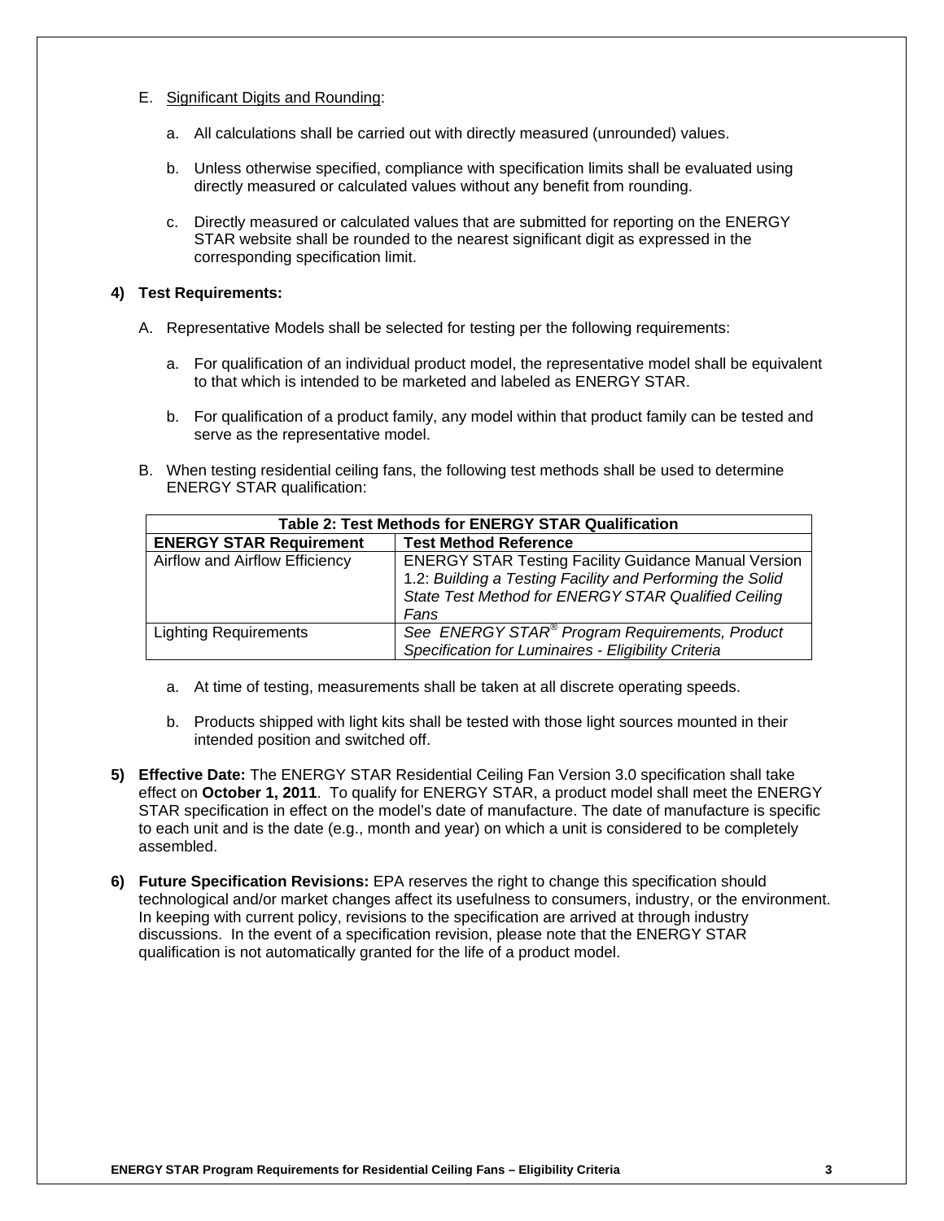E. Significant Digits and Rounding:

   a. All calculations shall be carried out with directly measured (unrounded) values.

   b. Unless otherwise specified, compliance with specification limits shall be evaluated using directly measured or calculated values without any benefit from rounding.

   c. Directly measured or calculated values that are submitted for reporting on the ENERGY STAR website shall be rounded to the nearest significant digit as expressed in the corresponding specification limit.

**4) Test Requirements:**

A. Representative Models shall be selected for testing per the following requirements:

   a. For qualification of an individual product model, the representative model shall be equivalent to that which is intended to be marketed and labeled as ENERGY STAR.

   b. For qualification of a product family, any model within that product family can be tested and serve as the representative model.

B. When testing residential ceiling fans, the following test methods shall be used to determine ENERGY STAR qualification:

**Table 2: Test Methods for ENERGY STAR Qualification**

| ENERGY STAR Requirement | Test Method Reference |
|---|---|
| Airflow and Airflow Efficiency | ENERGY STAR Testing Facility Guidance Manual Version 1.2: *Building a Testing Facility and Performing the Solid State Test Method for ENERGY STAR Qualified Ceiling Fans* |
| Lighting Requirements | *See ENERGY STAR® Program Requirements, Product Specification for Luminaires - Eligibility Criteria* |

   a. At time of testing, measurements shall be taken at all discrete operating speeds.

   b. Products shipped with light kits shall be tested with those light sources mounted in their intended position and switched off.

**5) Effective Date:** The ENERGY STAR Residential Ceiling Fan Version 3.0 specification shall take effect on **October 1, 2011**. To qualify for ENERGY STAR, a product model shall meet the ENERGY STAR specification in effect on the model's date of manufacture. The date of manufacture is specific to each unit and is the date (e.g., month and year) on which a unit is considered to be completely assembled.

**6) Future Specification Revisions:** EPA reserves the right to change this specification should technological and/or market changes affect its usefulness to consumers, industry, or the environment. In keeping with current policy, revisions to the specification are arrived at through industry discussions. In the event of a specification revision, please note that the ENERGY STAR qualification is not automatically granted for the life of a product model.